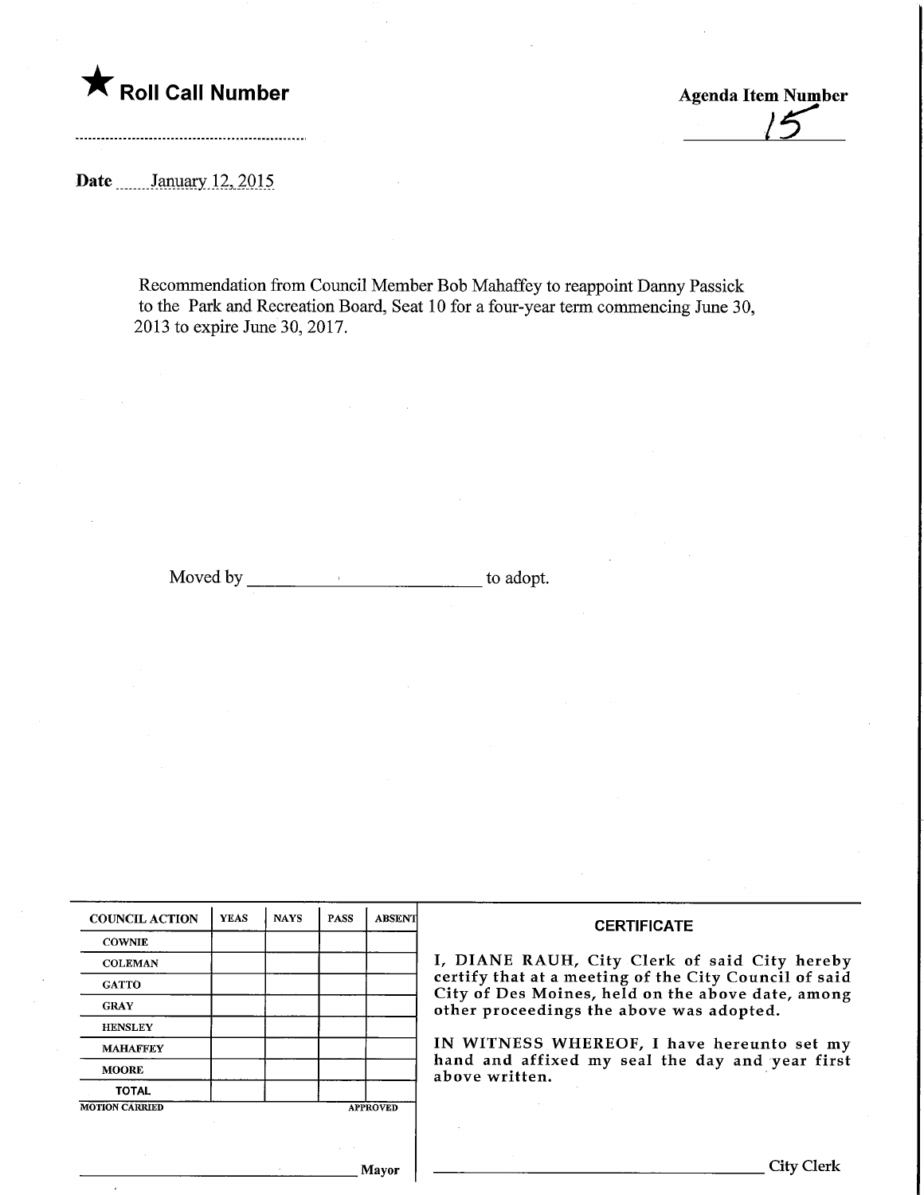★ **Roll Call Number**

**Agenda Item Number** 15

**Date** January 12, 2015

Recommendation from Council Member Bob Mahaffey to reappoint Danny Passick to the Park and Recreation Board, Seat 10 for a four-year term commencing June 30, 2013 to expire June 30, 2017.

Moved by ______________________ to adopt.

| COUNCIL ACTION | YEAS | NAYS | PASS | ABSENT |
|---|---|---|---|---|
| COWNIE | | | | |
| COLEMAN | | | | |
| GATTO | | | | |
| GRAY | | | | |
| HENSLEY | | | | |
| MAHAFFEY | | | | |
| MOORE | | | | |
| TOTAL | | | | |

MOTION CARRIED APPROVED

______________________ Mayor

**CERTIFICATE**

I, DIANE RAUH, City Clerk of said City hereby certify that at a meeting of the City Council of said City of Des Moines, held on the above date, among other proceedings the above was adopted.

IN WITNESS WHEREOF, I have hereunto set my hand and affixed my seal the day and year first above written.

______________________ City Clerk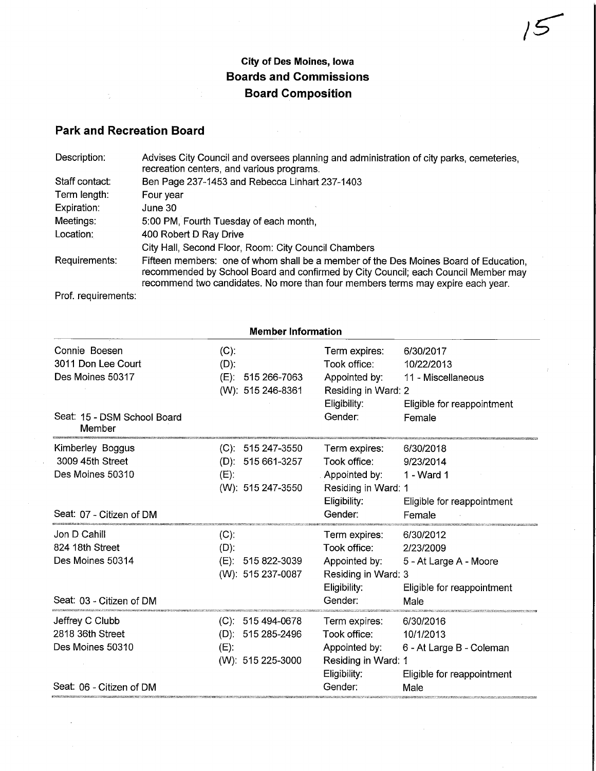### City of Des Moines, Iowa
### Boards and Commissions
### Board Composition

## Park and Recreation Board

| | |
|---|---|
| Description: | Advises City Council and oversees planning and administration of city parks, cemeteries, recreation centers, and various programs. |
| Staff contact: | Ben Page 237-1453 and Rebecca Linhart 237-1403 |
| Term length: | Four year |
| Expiration: | June 30 |
| Meetings: | 5:00 PM, Fourth Tuesday of each month, |
| Location: | 400 Robert D Ray Drive<br>City Hall, Second Floor, Room: City Council Chambers |
| Requirements: | Fifteen members: one of whom shall be a member of the Des Moines Board of Education, recommended by School Board and confirmed by City Council; each Council Member may recommend two candidates. No more than four members terms may expire each year. |
| Prof. requirements: | |

**Member Information**

| Member | Phone | Details | |
|---|---|---|---|
| Connie Boesen<br>3011 Don Lee Court<br>Des Moines 50317<br><br>Seat: 15 - DSM School Board Member | (C):<br>(D):<br>(E): 515 266-7063<br>(W): 515 246-8361 | Term expires:<br>Took office:<br>Appointed by:<br>Residing in Ward: 2<br>Eligibility:<br>Gender: | 6/30/2017<br>10/22/2013<br>11 - Miscellaneous<br><br>Eligible for reappointment<br>Female |
| Kimberley Boggus<br>3009 45th Street<br>Des Moines 50310<br><br>Seat: 07 - Citizen of DM | (C): 515 247-3550<br>(D): 515 661-3257<br>(E):<br>(W): 515 247-3550 | Term expires:<br>Took office:<br>Appointed by:<br>Residing in Ward: 1<br>Eligibility:<br>Gender: | 6/30/2018<br>9/23/2014<br>1 - Ward 1<br><br>Eligible for reappointment<br>Female |
| Jon D Cahill<br>824 18th Street<br>Des Moines 50314<br><br>Seat: 03 - Citizen of DM | (C):<br>(D):<br>(E): 515 822-3039<br>(W): 515 237-0087 | Term expires:<br>Took office:<br>Appointed by:<br>Residing in Ward: 3<br>Eligibility:<br>Gender: | 6/30/2012<br>2/23/2009<br>5 - At Large A - Moore<br><br>Eligible for reappointment<br>Male |
| Jeffrey C Clubb<br>2818 36th Street<br>Des Moines 50310<br><br>Seat: 06 - Citizen of DM | (C): 515 494-0678<br>(D): 515 285-2496<br>(E):<br>(W): 515 225-3000 | Term expires:<br>Took office:<br>Appointed by:<br>Residing in Ward: 1<br>Eligibility:<br>Gender: | 6/30/2016<br>10/1/2013<br>6 - At Large B - Coleman<br><br>Eligible for reappointment<br>Male |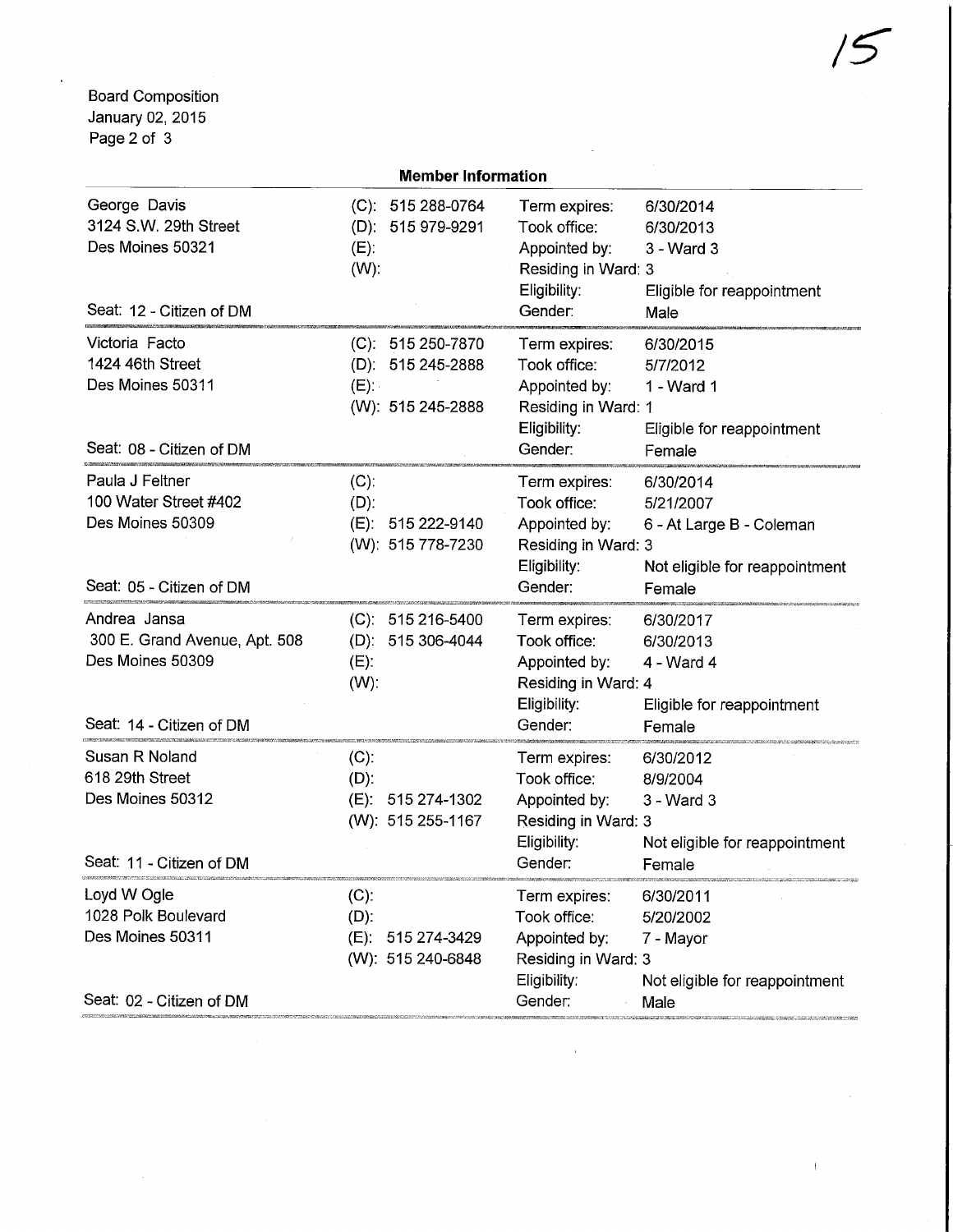Board Composition
January 02, 2015

## Member Information

| Member | Phone | | |
|---|---|---|---|
| George Davis<br>3124 S.W. 29th Street<br>Des Moines 50321<br><br>Seat: 12 - Citizen of DM | (C): 515 288-0764<br>(D): 515 979-9291<br>(E):<br>(W): | Term expires:<br>Took office:<br>Appointed by:<br>Residing in Ward:<br>Eligibility:<br>Gender: | 6/30/2014<br>6/30/2013<br>3 - Ward 3<br>3<br>Eligible for reappointment<br>Male |
| Victoria Facto<br>1424 46th Street<br>Des Moines 50311<br><br>Seat: 08 - Citizen of DM | (C): 515 250-7870<br>(D): 515 245-2888<br>(E):<br>(W): 515 245-2888 | Term expires:<br>Took office:<br>Appointed by:<br>Residing in Ward:<br>Eligibility:<br>Gender: | 6/30/2015<br>5/7/2012<br>1 - Ward 1<br>1<br>Eligible for reappointment<br>Female |
| Paula J Feltner<br>100 Water Street #402<br>Des Moines 50309<br><br>Seat: 05 - Citizen of DM | (C):<br>(D):<br>(E): 515 222-9140<br>(W): 515 778-7230 | Term expires:<br>Took office:<br>Appointed by:<br>Residing in Ward:<br>Eligibility:<br>Gender: | 6/30/2014<br>5/21/2007<br>6 - At Large B - Coleman<br>3<br>Not eligible for reappointment<br>Female |
| Andrea Jansa<br>300 E. Grand Avenue, Apt. 508<br>Des Moines 50309<br><br>Seat: 14 - Citizen of DM | (C): 515 216-5400<br>(D): 515 306-4044<br>(E):<br>(W): | Term expires:<br>Took office:<br>Appointed by:<br>Residing in Ward:<br>Eligibility:<br>Gender: | 6/30/2017<br>6/30/2013<br>4 - Ward 4<br>4<br>Eligible for reappointment<br>Female |
| Susan R Noland<br>618 29th Street<br>Des Moines 50312<br><br>Seat: 11 - Citizen of DM | (C):<br>(D):<br>(E): 515 274-1302<br>(W): 515 255-1167 | Term expires:<br>Took office:<br>Appointed by:<br>Residing in Ward:<br>Eligibility:<br>Gender: | 6/30/2012<br>8/9/2004<br>3 - Ward 3<br>3<br>Not eligible for reappointment<br>Female |
| Loyd W Ogle<br>1028 Polk Boulevard<br>Des Moines 50311<br><br>Seat: 02 - Citizen of DM | (C):<br>(D):<br>(E): 515 274-3429<br>(W): 515 240-6848 | Term expires:<br>Took office:<br>Appointed by:<br>Residing in Ward:<br>Eligibility:<br>Gender: | 6/30/2011<br>5/20/2002<br>7 - Mayor<br>3<br>Not eligible for reappointment<br>Male |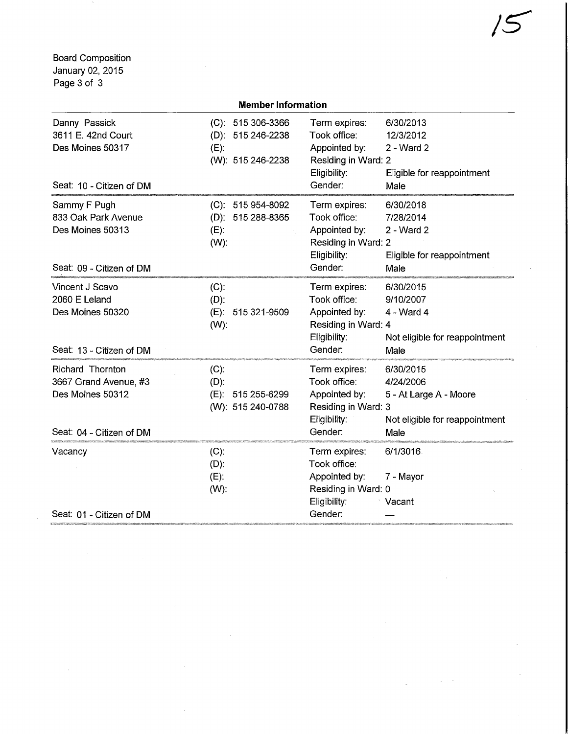Board Composition
January 02, 2015

## Member Information

| | | | |
|---|---|---|---|
| Danny Passick<br>3611 E. 42nd Court<br>Des Moines 50317<br><br>Seat: 10 - Citizen of DM | (C): 515 306-3366<br>(D): 515 246-2238<br>(E):<br>(W): 515 246-2238 | Term expires:<br>Took office:<br>Appointed by:<br>Residing in Ward:<br>Eligibility:<br>Gender: | 6/30/2013<br>12/3/2012<br>2 - Ward 2<br>2<br>Eligible for reappointment<br>Male |
| Sammy F Pugh<br>833 Oak Park Avenue<br>Des Moines 50313<br><br>Seat: 09 - Citizen of DM | (C): 515 954-8092<br>(D): 515 288-8365<br>(E):<br>(W): | Term expires:<br>Took office:<br>Appointed by:<br>Residing in Ward:<br>Eligibility:<br>Gender: | 6/30/2018<br>7/28/2014<br>2 - Ward 2<br>2<br>Eligible for reappointment<br>Male |
| Vincent J Scavo<br>2060 E Leland<br>Des Moines 50320<br><br>Seat: 13 - Citizen of DM | (C):<br>(D):<br>(E): 515 321-9509<br>(W): | Term expires:<br>Took office:<br>Appointed by:<br>Residing in Ward:<br>Eligibility:<br>Gender: | 6/30/2015<br>9/10/2007<br>4 - Ward 4<br>4<br>Not eligible for reappointment<br>Male |
| Richard Thornton<br>3667 Grand Avenue, #3<br>Des Moines 50312<br><br>Seat: 04 - Citizen of DM | (C):<br>(D):<br>(E): 515 255-6299<br>(W): 515 240-0788 | Term expires:<br>Took office:<br>Appointed by:<br>Residing in Ward:<br>Eligibility:<br>Gender: | 6/30/2015<br>4/24/2006<br>5 - At Large A - Moore<br>3<br>Not eligible for reappointment<br>Male |
| Vacancy<br><br><br><br>Seat: 01 - Citizen of DM | (C):<br>(D):<br>(E):<br>(W): | Term expires:<br>Took office:<br>Appointed by:<br>Residing in Ward:<br>Eligibility:<br>Gender: | 6/1/3016<br><br>7 - Mayor<br>0<br>Vacant<br>— |